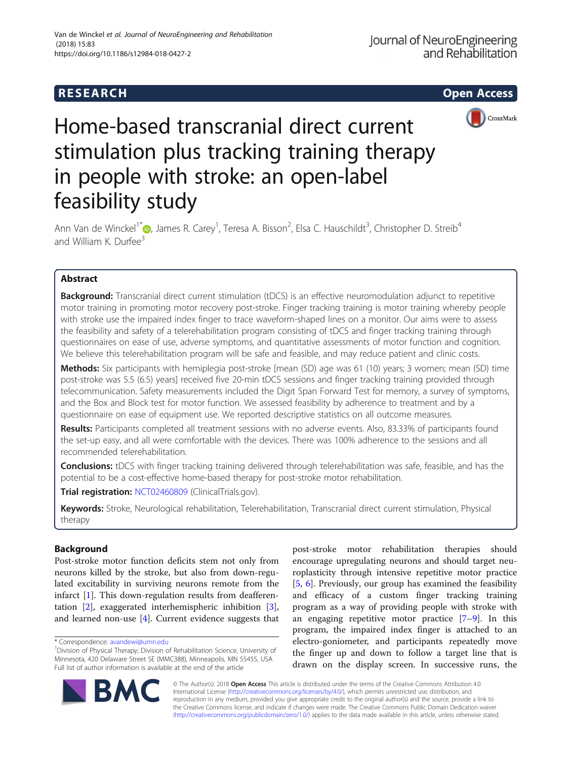**RESEARCH** **Open Access**

# Home-based transcranial direct current stimulation plus tracking training therapy in people with stroke: an open-label feasibility study

Ann Van de Winckel[1*], James R. Carey[1], Teresa A. Bisson[2], Elsa C. Hauschildt[3], Christopher D. Streib[4] and William K. Durfee[3]

## Abstract

**Background:** Transcranial direct current stimulation (tDCS) is an effective neuromodulation adjunct to repetitive motor training in promoting motor recovery post-stroke. Finger tracking training is motor training whereby people with stroke use the impaired index finger to trace waveform-shaped lines on a monitor. Our aims were to assess the feasibility and safety of a telerehabilitation program consisting of tDCS and finger tracking training through questionnaires on ease of use, adverse symptoms, and quantitative assessments of motor function and cognition. We believe this telerehabilitation program will be safe and feasible, and may reduce patient and clinic costs.

**Methods:** Six participants with hemiplegia post-stroke [mean (SD) age was 61 (10) years; 3 women; mean (SD) time post-stroke was 5.5 (6.5) years] received five 20-min tDCS sessions and finger tracking training provided through telecommunication. Safety measurements included the Digit Span Forward Test for memory, a survey of symptoms, and the Box and Block test for motor function. We assessed feasibility by adherence to treatment and by a questionnaire on ease of equipment use. We reported descriptive statistics on all outcome measures.

**Results:** Participants completed all treatment sessions with no adverse events. Also, 83.33% of participants found the set-up easy, and all were comfortable with the devices. There was 100% adherence to the sessions and all recommended telerehabilitation.

**Conclusions:** tDCS with finger tracking training delivered through telerehabilitation was safe, feasible, and has the potential to be a cost-effective home-based therapy for post-stroke motor rehabilitation.

**Trial registration:** NCT02460809 (ClinicalTrials.gov).

**Keywords:** Stroke, Neurological rehabilitation, Telerehabilitation, Transcranial direct current stimulation, Physical therapy

## Background

Post-stroke motor function deficits stem not only from neurons killed by the stroke, but also from down-regulated excitability in surviving neurons remote from the infarct [1]. This down-regulation results from deafferentation [2], exaggerated interhemispheric inhibition [3], and learned non-use [4]. Current evidence suggests that post-stroke motor rehabilitation therapies should encourage upregulating neurons and should target neuroplasticity through intensive repetitive motor practice [5, 6]. Previously, our group has examined the feasibility and efficacy of a custom finger tracking training program as a way of providing people with stroke with an engaging repetitive motor practice [7–9]. In this program, the impaired index finger is attached to an electro-goniometer, and participants repeatedly move the finger up and down to follow a target line that is drawn on the display screen. In successive runs, the

\* Correspondence: avandewi@umn.edu

[1]Division of Physical Therapy; Division of Rehabilitation Science, University of Minnesota, 420 Delaware Street SE (MMC388), Minneapolis, MN 55455, USA

Full list of author information is available at the end of the article

© The Author(s). 2018 **Open Access** This article is distributed under the terms of the Creative Commons Attribution 4.0 International License (http://creativecommons.org/licenses/by/4.0/), which permits unrestricted use, distribution, and reproduction in any medium, provided you give appropriate credit to the original author(s) and the source, provide a link to the Creative Commons license, and indicate if changes were made. The Creative Commons Public Domain Dedication waiver (http://creativecommons.org/publicdomain/zero/1.0/) applies to the data made available in this article, unless otherwise stated.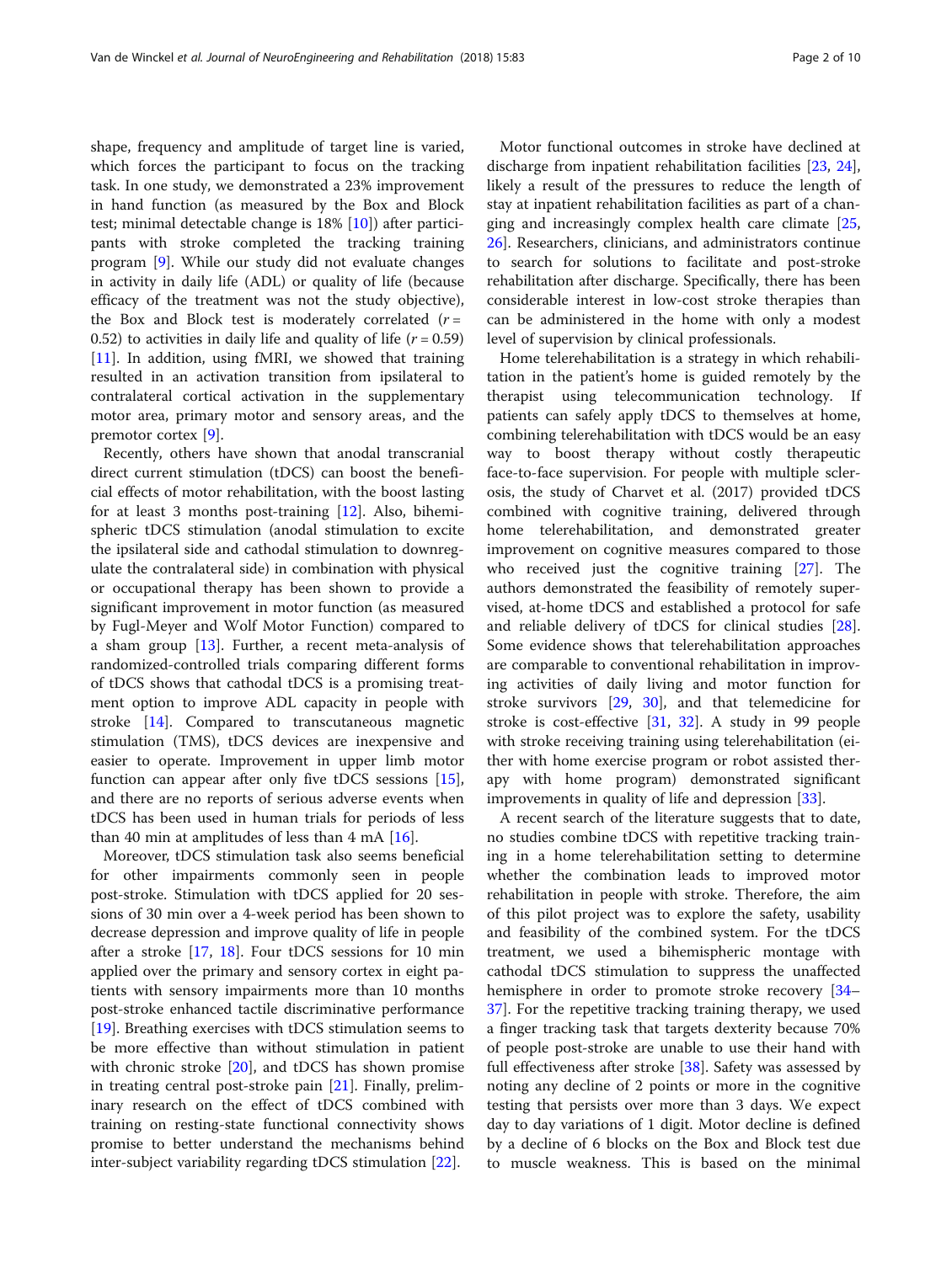shape, frequency and amplitude of target line is varied, which forces the participant to focus on the tracking task. In one study, we demonstrated a 23% improvement in hand function (as measured by the Box and Block test; minimal detectable change is 18% [10]) after participants with stroke completed the tracking training program [9]. While our study did not evaluate changes in activity in daily life (ADL) or quality of life (because efficacy of the treatment was not the study objective), the Box and Block test is moderately correlated ($r = 0.52$) to activities in daily life and quality of life ($r = 0.59$) [11]. In addition, using fMRI, we showed that training resulted in an activation transition from ipsilateral to contralateral cortical activation in the supplementary motor area, primary motor and sensory areas, and the premotor cortex [9].

Recently, others have shown that anodal transcranial direct current stimulation (tDCS) can boost the beneficial effects of motor rehabilitation, with the boost lasting for at least 3 months post-training [12]. Also, bihemispheric tDCS stimulation (anodal stimulation to excite the ipsilateral side and cathodal stimulation to downregulate the contralateral side) in combination with physical or occupational therapy has been shown to provide a significant improvement in motor function (as measured by Fugl-Meyer and Wolf Motor Function) compared to a sham group [13]. Further, a recent meta-analysis of randomized-controlled trials comparing different forms of tDCS shows that cathodal tDCS is a promising treatment option to improve ADL capacity in people with stroke [14]. Compared to transcutaneous magnetic stimulation (TMS), tDCS devices are inexpensive and easier to operate. Improvement in upper limb motor function can appear after only five tDCS sessions [15], and there are no reports of serious adverse events when tDCS has been used in human trials for periods of less than 40 min at amplitudes of less than 4 mA [16].

Moreover, tDCS stimulation task also seems beneficial for other impairments commonly seen in people post-stroke. Stimulation with tDCS applied for 20 sessions of 30 min over a 4-week period has been shown to decrease depression and improve quality of life in people after a stroke [17, 18]. Four tDCS sessions for 10 min applied over the primary and sensory cortex in eight patients with sensory impairments more than 10 months post-stroke enhanced tactile discriminative performance [19]. Breathing exercises with tDCS stimulation seems to be more effective than without stimulation in patient with chronic stroke [20], and tDCS has shown promise in treating central post-stroke pain [21]. Finally, preliminary research on the effect of tDCS combined with training on resting-state functional connectivity shows promise to better understand the mechanisms behind inter-subject variability regarding tDCS stimulation [22].

Motor functional outcomes in stroke have declined at discharge from inpatient rehabilitation facilities [23, 24], likely a result of the pressures to reduce the length of stay at inpatient rehabilitation facilities as part of a changing and increasingly complex health care climate [25, 26]. Researchers, clinicians, and administrators continue to search for solutions to facilitate and post-stroke rehabilitation after discharge. Specifically, there has been considerable interest in low-cost stroke therapies than can be administered in the home with only a modest level of supervision by clinical professionals.

Home telerehabilitation is a strategy in which rehabilitation in the patient's home is guided remotely by the therapist using telecommunication technology. If patients can safely apply tDCS to themselves at home, combining telerehabilitation with tDCS would be an easy way to boost therapy without costly therapeutic face-to-face supervision. For people with multiple sclerosis, the study of Charvet et al. (2017) provided tDCS combined with cognitive training, delivered through home telerehabilitation, and demonstrated greater improvement on cognitive measures compared to those who received just the cognitive training [27]. The authors demonstrated the feasibility of remotely supervised, at-home tDCS and established a protocol for safe and reliable delivery of tDCS for clinical studies [28]. Some evidence shows that telerehabilitation approaches are comparable to conventional rehabilitation in improving activities of daily living and motor function for stroke survivors [29, 30], and that telemedicine for stroke is cost-effective [31, 32]. A study in 99 people with stroke receiving training using telerehabilitation (either with home exercise program or robot assisted therapy with home program) demonstrated significant improvements in quality of life and depression [33].

A recent search of the literature suggests that to date, no studies combine tDCS with repetitive tracking training in a home telerehabilitation setting to determine whether the combination leads to improved motor rehabilitation in people with stroke. Therefore, the aim of this pilot project was to explore the safety, usability and feasibility of the combined system. For the tDCS treatment, we used a bihemispheric montage with cathodal tDCS stimulation to suppress the unaffected hemisphere in order to promote stroke recovery [34–37]. For the repetitive tracking training therapy, we used a finger tracking task that targets dexterity because 70% of people post-stroke are unable to use their hand with full effectiveness after stroke [38]. Safety was assessed by noting any decline of 2 points or more in the cognitive testing that persists over more than 3 days. We expect day to day variations of 1 digit. Motor decline is defined by a decline of 6 blocks on the Box and Block test due to muscle weakness. This is based on the minimal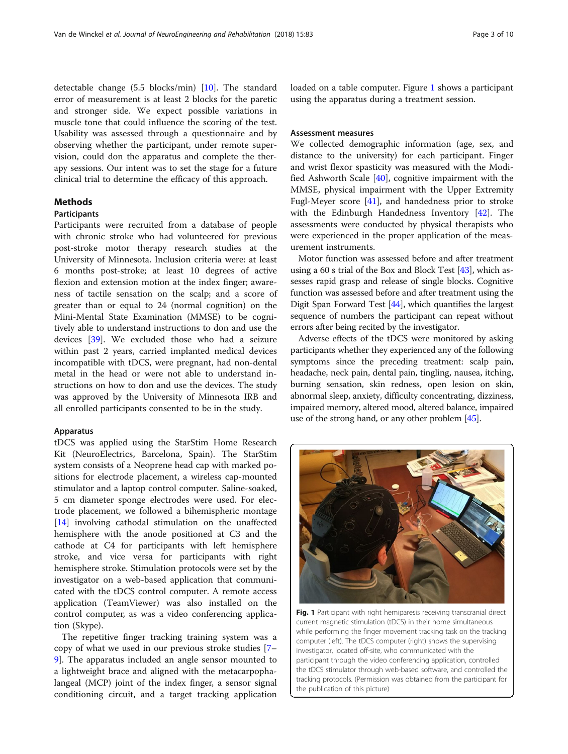detectable change (5.5 blocks/min) [10]. The standard error of measurement is at least 2 blocks for the paretic and stronger side. We expect possible variations in muscle tone that could influence the scoring of the test. Usability was assessed through a questionnaire and by observing whether the participant, under remote supervision, could don the apparatus and complete the therapy sessions. Our intent was to set the stage for a future clinical trial to determine the efficacy of this approach.

## Methods

### Participants

Participants were recruited from a database of people with chronic stroke who had volunteered for previous post-stroke motor therapy research studies at the University of Minnesota. Inclusion criteria were: at least 6 months post-stroke; at least 10 degrees of active flexion and extension motion at the index finger; awareness of tactile sensation on the scalp; and a score of greater than or equal to 24 (normal cognition) on the Mini-Mental State Examination (MMSE) to be cognitively able to understand instructions to don and use the devices [39]. We excluded those who had a seizure within past 2 years, carried implanted medical devices incompatible with tDCS, were pregnant, had non-dental metal in the head or were not able to understand instructions on how to don and use the devices. The study was approved by the University of Minnesota IRB and all enrolled participants consented to be in the study.

### Apparatus

tDCS was applied using the StarStim Home Research Kit (NeuroElectrics, Barcelona, Spain). The StarStim system consists of a Neoprene head cap with marked positions for electrode placement, a wireless cap-mounted stimulator and a laptop control computer. Saline-soaked, 5 cm diameter sponge electrodes were used. For electrode placement, we followed a bihemispheric montage [14] involving cathodal stimulation on the unaffected hemisphere with the anode positioned at C3 and the cathode at C4 for participants with left hemisphere stroke, and vice versa for participants with right hemisphere stroke. Stimulation protocols were set by the investigator on a web-based application that communicated with the tDCS control computer. A remote access application (TeamViewer) was also installed on the control computer, as was a video conferencing application (Skype).

The repetitive finger tracking training system was a copy of what we used in our previous stroke studies [7–9]. The apparatus included an angle sensor mounted to a lightweight brace and aligned with the metacarpophalangeal (MCP) joint of the index finger, a sensor signal conditioning circuit, and a target tracking application loaded on a table computer. Figure 1 shows a participant using the apparatus during a treatment session.

### Assessment measures

We collected demographic information (age, sex, and distance to the university) for each participant. Finger and wrist flexor spasticity was measured with the Modified Ashworth Scale [40], cognitive impairment with the MMSE, physical impairment with the Upper Extremity Fugl-Meyer score [41], and handedness prior to stroke with the Edinburgh Handedness Inventory [42]. The assessments were conducted by physical therapists who were experienced in the proper application of the measurement instruments.

Motor function was assessed before and after treatment using a 60 s trial of the Box and Block Test [43], which assesses rapid grasp and release of single blocks. Cognitive function was assessed before and after treatment using the Digit Span Forward Test [44], which quantifies the largest sequence of numbers the participant can repeat without errors after being recited by the investigator.

Adverse effects of the tDCS were monitored by asking participants whether they experienced any of the following symptoms since the preceding treatment: scalp pain, headache, neck pain, dental pain, tingling, nausea, itching, burning sensation, skin redness, open lesion on skin, abnormal sleep, anxiety, difficulty concentrating, dizziness, impaired memory, altered mood, altered balance, impaired use of the strong hand, or any other problem [45].

**Fig. 1** Participant with right hemiparesis receiving transcranial direct current magnetic stimulation (tDCS) in their home simultaneous while performing the finger movement tracking task on the tracking computer (left). The tDCS computer (right) shows the supervising investigator, located off-site, who communicated with the participant through the video conferencing application, controlled the tDCS stimulator through web-based software, and controlled the tracking protocols. (Permission was obtained from the participant for the publication of this picture)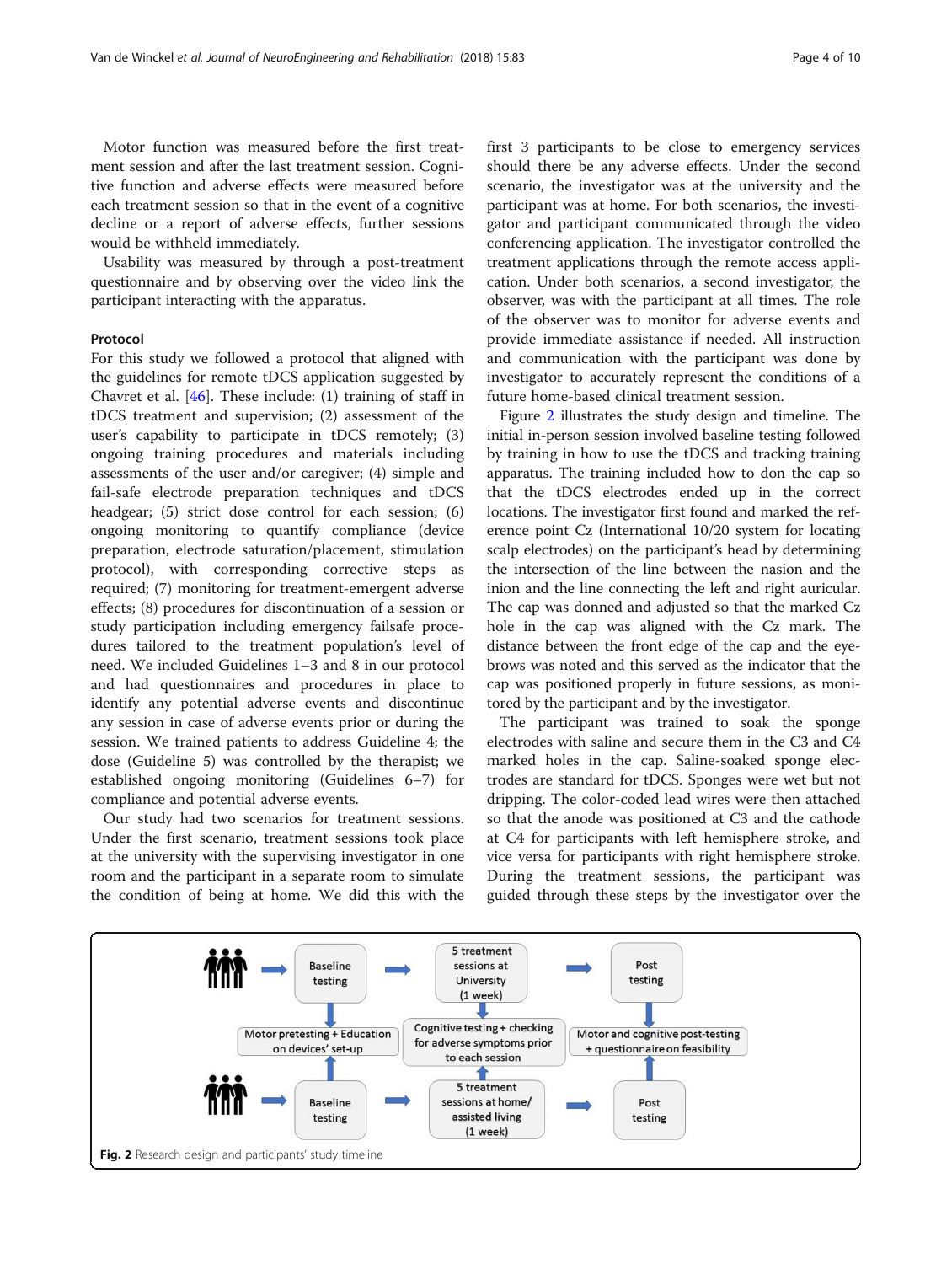Motor function was measured before the first treatment session and after the last treatment session. Cognitive function and adverse effects were measured before each treatment session so that in the event of a cognitive decline or a report of adverse effects, further sessions would be withheld immediately.

Usability was measured by through a post-treatment questionnaire and by observing over the video link the participant interacting with the apparatus.

### Protocol

For this study we followed a protocol that aligned with the guidelines for remote tDCS application suggested by Chavret et al. [46]. These include: (1) training of staff in tDCS treatment and supervision; (2) assessment of the user's capability to participate in tDCS remotely; (3) ongoing training procedures and materials including assessments of the user and/or caregiver; (4) simple and fail-safe electrode preparation techniques and tDCS headgear; (5) strict dose control for each session; (6) ongoing monitoring to quantify compliance (device preparation, electrode saturation/placement, stimulation protocol), with corresponding corrective steps as required; (7) monitoring for treatment-emergent adverse effects; (8) procedures for discontinuation of a session or study participation including emergency failsafe procedures tailored to the treatment population's level of need. We included Guidelines 1–3 and 8 in our protocol and had questionnaires and procedures in place to identify any potential adverse events and discontinue any session in case of adverse events prior or during the session. We trained patients to address Guideline 4; the dose (Guideline 5) was controlled by the therapist; we established ongoing monitoring (Guidelines 6–7) for compliance and potential adverse events.

Our study had two scenarios for treatment sessions. Under the first scenario, treatment sessions took place at the university with the supervising investigator in one room and the participant in a separate room to simulate the condition of being at home. We did this with the first 3 participants to be close to emergency services should there be any adverse effects. Under the second scenario, the investigator was at the university and the participant was at home. For both scenarios, the investigator and participant communicated through the video conferencing application. The investigator controlled the treatment applications through the remote access application. Under both scenarios, a second investigator, the observer, was with the participant at all times. The role of the observer was to monitor for adverse events and provide immediate assistance if needed. All instruction and communication with the participant was done by investigator to accurately represent the conditions of a future home-based clinical treatment session.

Figure 2 illustrates the study design and timeline. The initial in-person session involved baseline testing followed by training in how to use the tDCS and tracking training apparatus. The training included how to don the cap so that the tDCS electrodes ended up in the correct locations. The investigator first found and marked the reference point Cz (International 10/20 system for locating scalp electrodes) on the participant's head by determining the intersection of the line between the nasion and the inion and the line connecting the left and right auricular. The cap was donned and adjusted so that the marked Cz hole in the cap was aligned with the Cz mark. The distance between the front edge of the cap and the eyebrows was noted and this served as the indicator that the cap was positioned properly in future sessions, as monitored by the participant and by the investigator.

The participant was trained to soak the sponge electrodes with saline and secure them in the C3 and C4 marked holes in the cap. Saline-soaked sponge electrodes are standard for tDCS. Sponges were wet but not dripping. The color-coded lead wires were then attached so that the anode was positioned at C3 and the cathode at C4 for participants with left hemisphere stroke, and vice versa for participants with right hemisphere stroke. During the treatment sessions, the participant was guided through these steps by the investigator over the

Baseline testing → 5 treatment sessions at University (1 week) → Post testing

Baseline testing → 5 treatment sessions at home/ assisted living (1 week) → Post testing

Motor pretesting + Education on devices' set-up | Cognitive testing + checking for adverse symptoms prior to each session | Motor and cognitive post-testing + questionnaire on feasibility

**Fig. 2** Research design and participants' study timeline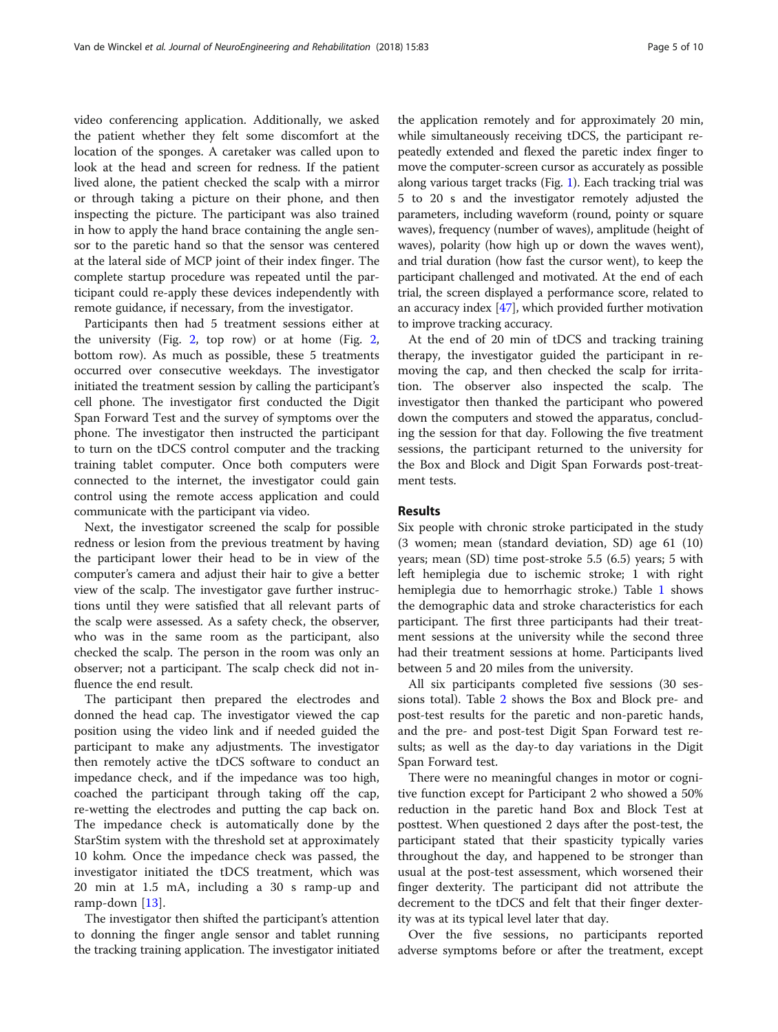video conferencing application. Additionally, we asked the patient whether they felt some discomfort at the location of the sponges. A caretaker was called upon to look at the head and screen for redness. If the patient lived alone, the patient checked the scalp with a mirror or through taking a picture on their phone, and then inspecting the picture. The participant was also trained in how to apply the hand brace containing the angle sensor to the paretic hand so that the sensor was centered at the lateral side of MCP joint of their index finger. The complete startup procedure was repeated until the participant could re-apply these devices independently with remote guidance, if necessary, from the investigator.

Participants then had 5 treatment sessions either at the university (Fig. 2, top row) or at home (Fig. 2, bottom row). As much as possible, these 5 treatments occurred over consecutive weekdays. The investigator initiated the treatment session by calling the participant's cell phone. The investigator first conducted the Digit Span Forward Test and the survey of symptoms over the phone. The investigator then instructed the participant to turn on the tDCS control computer and the tracking training tablet computer. Once both computers were connected to the internet, the investigator could gain control using the remote access application and could communicate with the participant via video.

Next, the investigator screened the scalp for possible redness or lesion from the previous treatment by having the participant lower their head to be in view of the computer's camera and adjust their hair to give a better view of the scalp. The investigator gave further instructions until they were satisfied that all relevant parts of the scalp were assessed. As a safety check, the observer, who was in the same room as the participant, also checked the scalp. The person in the room was only an observer; not a participant. The scalp check did not influence the end result.

The participant then prepared the electrodes and donned the head cap. The investigator viewed the cap position using the video link and if needed guided the participant to make any adjustments. The investigator then remotely active the tDCS software to conduct an impedance check, and if the impedance was too high, coached the participant through taking off the cap, re-wetting the electrodes and putting the cap back on. The impedance check is automatically done by the StarStim system with the threshold set at approximately 10 kohm. Once the impedance check was passed, the investigator initiated the tDCS treatment, which was 20 min at 1.5 mA, including a 30 s ramp-up and ramp-down [13].

The investigator then shifted the participant's attention to donning the finger angle sensor and tablet running the tracking training application. The investigator initiated the application remotely and for approximately 20 min, while simultaneously receiving tDCS, the participant repeatedly extended and flexed the paretic index finger to move the computer-screen cursor as accurately as possible along various target tracks (Fig. 1). Each tracking trial was 5 to 20 s and the investigator remotely adjusted the parameters, including waveform (round, pointy or square waves), frequency (number of waves), amplitude (height of waves), polarity (how high up or down the waves went), and trial duration (how fast the cursor went), to keep the participant challenged and motivated. At the end of each trial, the screen displayed a performance score, related to an accuracy index [47], which provided further motivation to improve tracking accuracy.

At the end of 20 min of tDCS and tracking training therapy, the investigator guided the participant in removing the cap, and then checked the scalp for irritation. The observer also inspected the scalp. The investigator then thanked the participant who powered down the computers and stowed the apparatus, concluding the session for that day. Following the five treatment sessions, the participant returned to the university for the Box and Block and Digit Span Forwards post-treatment tests.

## Results

Six people with chronic stroke participated in the study (3 women; mean (standard deviation, SD) age 61 (10) years; mean (SD) time post-stroke 5.5 (6.5) years; 5 with left hemiplegia due to ischemic stroke; 1 with right hemiplegia due to hemorrhagic stroke.) Table 1 shows the demographic data and stroke characteristics for each participant. The first three participants had their treatment sessions at the university while the second three had their treatment sessions at home. Participants lived between 5 and 20 miles from the university.

All six participants completed five sessions (30 sessions total). Table 2 shows the Box and Block pre- and post-test results for the paretic and non-paretic hands, and the pre- and post-test Digit Span Forward test results; as well as the day-to day variations in the Digit Span Forward test.

There were no meaningful changes in motor or cognitive function except for Participant 2 who showed a 50% reduction in the paretic hand Box and Block Test at posttest. When questioned 2 days after the post-test, the participant stated that their spasticity typically varies throughout the day, and happened to be stronger than usual at the post-test assessment, which worsened their finger dexterity. The participant did not attribute the decrement to the tDCS and felt that their finger dexterity was at its typical level later that day.

Over the five sessions, no participants reported adverse symptoms before or after the treatment, except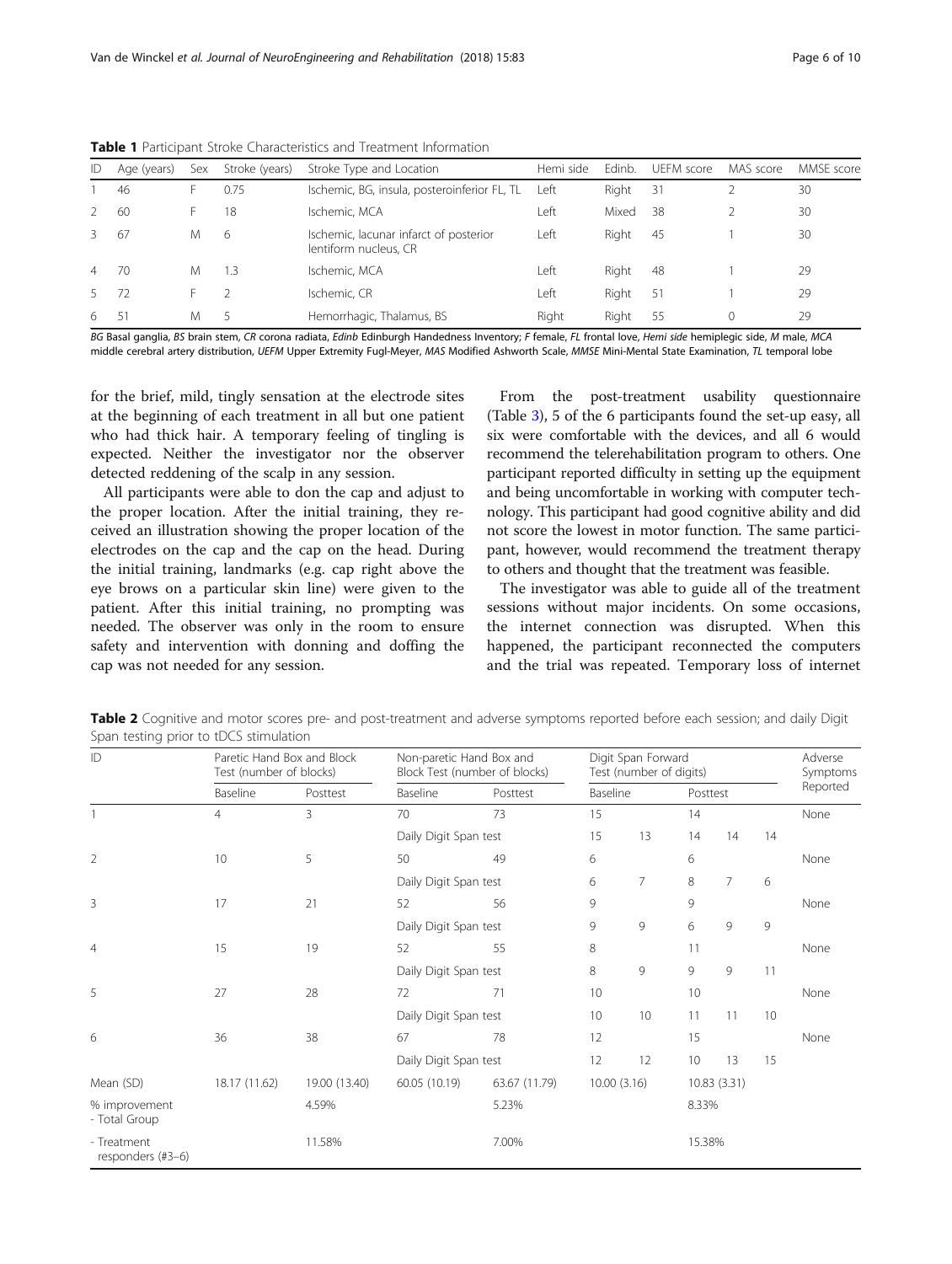**Table 1** Participant Stroke Characteristics and Treatment Information

| ID | Age (years) | Sex | Stroke (years) | Stroke Type and Location | Hemi side | Edinb. | UEFM score | MAS score | MMSE score |
|---|---|---|---|---|---|---|---|---|---|
| 1 | 46 | F | 0.75 | Ischemic, BG, insula, posteroinferior FL, TL | Left | Right | 31 | 2 | 30 |
| 2 | 60 | F | 18 | Ischemic, MCA | Left | Mixed | 38 | 2 | 30 |
| 3 | 67 | M | 6 | Ischemic, lacunar infarct of posterior lentiform nucleus, CR | Left | Right | 45 | 1 | 30 |
| 4 | 70 | M | 1.3 | Ischemic, MCA | Left | Right | 48 | 1 | 29 |
| 5 | 72 | F | 2 | Ischemic, CR | Left | Right | 51 | 1 | 29 |
| 6 | 51 | M | 5 | Hemorrhagic, Thalamus, BS | Right | Right | 55 | 0 | 29 |

*BG* Basal ganglia, *BS* brain stem, *CR* corona radiata, *Edinb* Edinburgh Handedness Inventory; *F* female, *FL* frontal love, *Hemi side* hemiplegic side, *M* male, *MCA* middle cerebral artery distribution, *UEFM* Upper Extremity Fugl-Meyer, *MAS* Modified Ashworth Scale, *MMSE* Mini-Mental State Examination, *TL* temporal lobe

for the brief, mild, tingly sensation at the electrode sites at the beginning of each treatment in all but one patient who had thick hair. A temporary feeling of tingling is expected. Neither the investigator nor the observer detected reddening of the scalp in any session.

All participants were able to don the cap and adjust to the proper location. After the initial training, they received an illustration showing the proper location of the electrodes on the cap and the cap on the head. During the initial training, landmarks (e.g. cap right above the eye brows on a particular skin line) were given to the patient. After this initial training, no prompting was needed. The observer was only in the room to ensure safety and intervention with donning and doffing the cap was not needed for any session.

From the post-treatment usability questionnaire (Table 3), 5 of the 6 participants found the set-up easy, all six were comfortable with the devices, and all 6 would recommend the telerehabilitation program to others. One participant reported difficulty in setting up the equipment and being uncomfortable in working with computer technology. This participant had good cognitive ability and did not score the lowest in motor function. The same participant, however, would recommend the treatment therapy to others and thought that the treatment was feasible.

The investigator was able to guide all of the treatment sessions without major incidents. On some occasions, the internet connection was disrupted. When this happened, the participant reconnected the computers and the trial was repeated. Temporary loss of internet

**Table 2** Cognitive and motor scores pre- and post-treatment and adverse symptoms reported before each session; and daily Digit Span testing prior to tDCS stimulation

| ID | Paretic Hand Box and Block Test (number of blocks) | | Non-paretic Hand Box and Block Test (number of blocks) | | Digit Span Forward Test (number of digits) | | | | | Adverse Symptoms Reported |
|---|---|---|---|---|---|---|---|---|---|---|
| | Baseline | Posttest | Baseline | Posttest | Baseline | | Posttest | | | |
| 1 | 4 | 3 | 70 | 73 | 15 | | 14 | | | None |
| | | | Daily Digit Span test | | 15 | 13 | 14 | 14 | 14 | |
| 2 | 10 | 5 | 50 | 49 | 6 | | 6 | | | None |
| | | | Daily Digit Span test | | 6 | 7 | 8 | 7 | 6 | |
| 3 | 17 | 21 | 52 | 56 | 9 | | 9 | | | None |
| | | | Daily Digit Span test | | 9 | 9 | 6 | 9 | 9 | |
| 4 | 15 | 19 | 52 | 55 | 8 | | 11 | | | None |
| | | | Daily Digit Span test | | 8 | 9 | 9 | 9 | 11 | |
| 5 | 27 | 28 | 72 | 71 | 10 | | 10 | | | None |
| | | | Daily Digit Span test | | 10 | 10 | 11 | 11 | 10 | |
| 6 | 36 | 38 | 67 | 78 | 12 | | 15 | | | None |
| | | | Daily Digit Span test | | 12 | 12 | 10 | 13 | 15 | |
| Mean (SD) | 18.17 (11.62) | 19.00 (13.40) | 60.05 (10.19) | 63.67 (11.79) | 10.00 (3.16) | | 10.83 (3.31) | | | |
| % improvement - Total Group | | 4.59% | | 5.23% | | | 8.33% | | | |
| - Treatment responders (#3–6) | | 11.58% | | 7.00% | | | 15.38% | | | |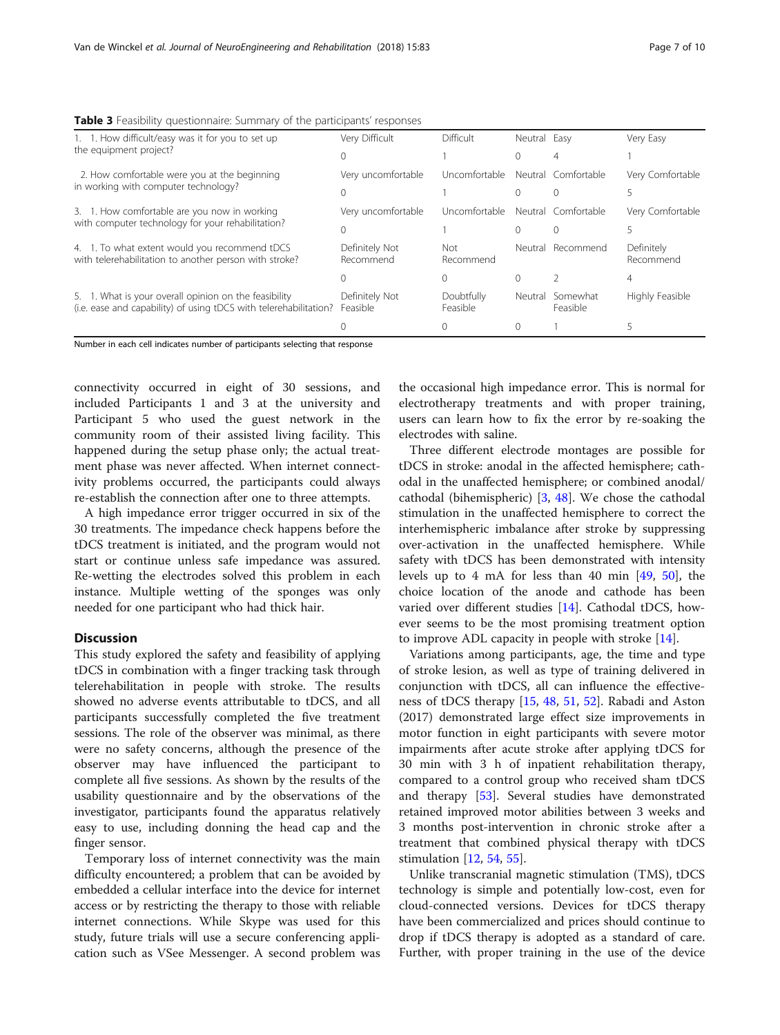**Table 3** Feasibility questionnaire: Summary of the participants' responses

| | | | | | |
|---|---|---|---|---|---|
| 1. 1. How difficult/easy was it for you to set up the equipment project? | Very Difficult | Difficult | Neutral | Easy | Very Easy |
| | 0 | 1 | 0 | 4 | 1 |
| 2. How comfortable were you at the beginning in working with computer technology? | Very uncomfortable | Uncomfortable | Neutral | Comfortable | Very Comfortable |
| | 0 | 1 | 0 | 0 | 5 |
| 3. 1. How comfortable are you now in working with computer technology for your rehabilitation? | Very uncomfortable | Uncomfortable | Neutral | Comfortable | Very Comfortable |
| | 0 | 1 | 0 | 0 | 5 |
| 4. 1. To what extent would you recommend tDCS with telerehabilitation to another person with stroke? | Definitely Not Recommend | Not Recommend | Neutral | Recommend | Definitely Recommend |
| | 0 | 0 | 0 | 2 | 4 |
| 5. 1. What is your overall opinion on the feasibility (i.e. ease and capability) of using tDCS with telerehabilitation? | Definitely Not Feasible | Doubtfully Feasible | Neutral | Somewhat Feasible | Highly Feasible |
| | 0 | 0 | 0 | 1 | 5 |

Number in each cell indicates number of participants selecting that response

connectivity occurred in eight of 30 sessions, and included Participants 1 and 3 at the university and Participant 5 who used the guest network in the community room of their assisted living facility. This happened during the setup phase only; the actual treatment phase was never affected. When internet connectivity problems occurred, the participants could always re-establish the connection after one to three attempts.

A high impedance error trigger occurred in six of the 30 treatments. The impedance check happens before the tDCS treatment is initiated, and the program would not start or continue unless safe impedance was assured. Re-wetting the electrodes solved this problem in each instance. Multiple wetting of the sponges was only needed for one participant who had thick hair.

## Discussion

This study explored the safety and feasibility of applying tDCS in combination with a finger tracking task through telerehabilitation in people with stroke. The results showed no adverse events attributable to tDCS, and all participants successfully completed the five treatment sessions. The role of the observer was minimal, as there were no safety concerns, although the presence of the observer may have influenced the participant to complete all five sessions. As shown by the results of the usability questionnaire and by the observations of the investigator, participants found the apparatus relatively easy to use, including donning the head cap and the finger sensor.

Temporary loss of internet connectivity was the main difficulty encountered; a problem that can be avoided by embedded a cellular interface into the device for internet access or by restricting the therapy to those with reliable internet connections. While Skype was used for this study, future trials will use a secure conferencing application such as VSee Messenger. A second problem was the occasional high impedance error. This is normal for electrotherapy treatments and with proper training, users can learn how to fix the error by re-soaking the electrodes with saline.

Three different electrode montages are possible for tDCS in stroke: anodal in the affected hemisphere; cathodal in the unaffected hemisphere; or combined anodal/cathodal (bihemispheric) [3, 48]. We chose the cathodal stimulation in the unaffected hemisphere to correct the interhemispheric imbalance after stroke by suppressing over-activation in the unaffected hemisphere. While safety with tDCS has been demonstrated with intensity levels up to 4 mA for less than 40 min [49, 50], the choice location of the anode and cathode has been varied over different studies [14]. Cathodal tDCS, however seems to be the most promising treatment option to improve ADL capacity in people with stroke [14].

Variations among participants, age, the time and type of stroke lesion, as well as type of training delivered in conjunction with tDCS, all can influence the effectiveness of tDCS therapy [15, 48, 51, 52]. Rabadi and Aston (2017) demonstrated large effect size improvements in motor function in eight participants with severe motor impairments after acute stroke after applying tDCS for 30 min with 3 h of inpatient rehabilitation therapy, compared to a control group who received sham tDCS and therapy [53]. Several studies have demonstrated retained improved motor abilities between 3 weeks and 3 months post-intervention in chronic stroke after a treatment that combined physical therapy with tDCS stimulation [12, 54, 55].

Unlike transcranial magnetic stimulation (TMS), tDCS technology is simple and potentially low-cost, even for cloud-connected versions. Devices for tDCS therapy have been commercialized and prices should continue to drop if tDCS therapy is adopted as a standard of care. Further, with proper training in the use of the device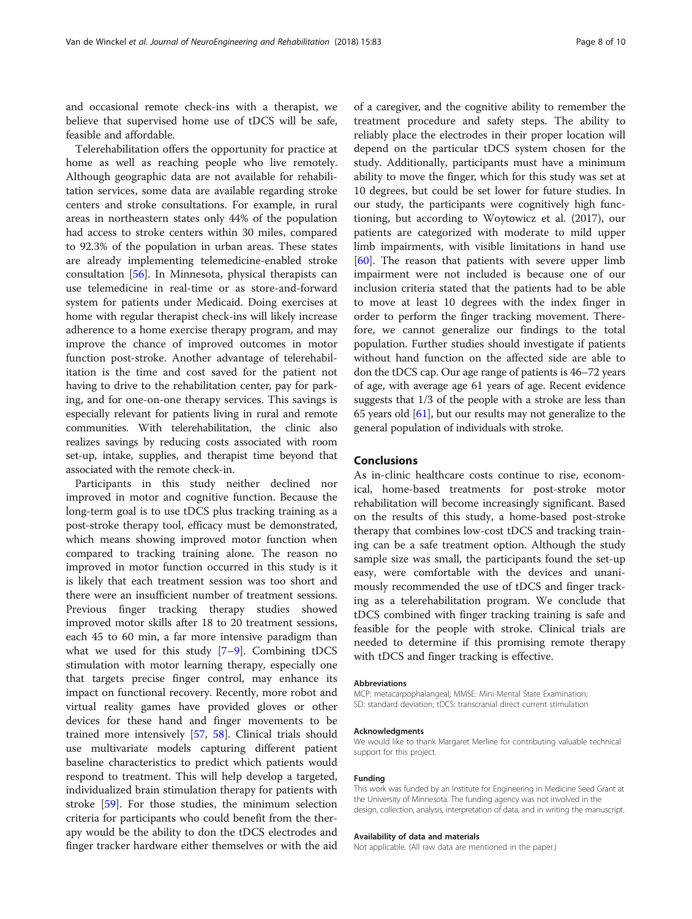and occasional remote check-ins with a therapist, we believe that supervised home use of tDCS will be safe, feasible and affordable.

Telerehabilitation offers the opportunity for practice at home as well as reaching people who live remotely. Although geographic data are not available for rehabilitation services, some data are available regarding stroke centers and stroke consultations. For example, in rural areas in northeastern states only 44% of the population had access to stroke centers within 30 miles, compared to 92.3% of the population in urban areas. These states are already implementing telemedicine-enabled stroke consultation [56]. In Minnesota, physical therapists can use telemedicine in real-time or as store-and-forward system for patients under Medicaid. Doing exercises at home with regular therapist check-ins will likely increase adherence to a home exercise therapy program, and may improve the chance of improved outcomes in motor function post-stroke. Another advantage of telerehabilitation is the time and cost saved for the patient not having to drive to the rehabilitation center, pay for parking, and for one-on-one therapy services. This savings is especially relevant for patients living in rural and remote communities. With telerehabilitation, the clinic also realizes savings by reducing costs associated with room set-up, intake, supplies, and therapist time beyond that associated with the remote check-in.

Participants in this study neither declined nor improved in motor and cognitive function. Because the long-term goal is to use tDCS plus tracking training as a post-stroke therapy tool, efficacy must be demonstrated, which means showing improved motor function when compared to tracking training alone. The reason no improved in motor function occurred in this study is it is likely that each treatment session was too short and there were an insufficient number of treatment sessions. Previous finger tracking therapy studies showed improved motor skills after 18 to 20 treatment sessions, each 45 to 60 min, a far more intensive paradigm than what we used for this study [7–9]. Combining tDCS stimulation with motor learning therapy, especially one that targets precise finger control, may enhance its impact on functional recovery. Recently, more robot and virtual reality games have provided gloves or other devices for these hand and finger movements to be trained more intensively [57, 58]. Clinical trials should use multivariate models capturing different patient baseline characteristics to predict which patients would respond to treatment. This will help develop a targeted, individualized brain stimulation therapy for patients with stroke [59]. For those studies, the minimum selection criteria for participants who could benefit from the therapy would be the ability to don the tDCS electrodes and finger tracker hardware either themselves or with the aid of a caregiver, and the cognitive ability to remember the treatment procedure and safety steps. The ability to reliably place the electrodes in their proper location will depend on the particular tDCS system chosen for the study. Additionally, participants must have a minimum ability to move the finger, which for this study was set at 10 degrees, but could be set lower for future studies. In our study, the participants were cognitively high functioning, but according to Woytowicz et al. (2017), our patients are categorized with moderate to mild upper limb impairments, with visible limitations in hand use [60]. The reason that patients with severe upper limb impairment were not included is because one of our inclusion criteria stated that the patients had to be able to move at least 10 degrees with the index finger in order to perform the finger tracking movement. Therefore, we cannot generalize our findings to the total population. Further studies should investigate if patients without hand function on the affected side are able to don the tDCS cap. Our age range of patients is 46–72 years of age, with average age 61 years of age. Recent evidence suggests that 1/3 of the people with a stroke are less than 65 years old [61], but our results may not generalize to the general population of individuals with stroke.

## Conclusions

As in-clinic healthcare costs continue to rise, economical, home-based treatments for post-stroke motor rehabilitation will become increasingly significant. Based on the results of this study, a home-based post-stroke therapy that combines low-cost tDCS and tracking training can be a safe treatment option. Although the study sample size was small, the participants found the set-up easy, were comfortable with the devices and unanimously recommended the use of tDCS and finger tracking as a telerehabilitation program. We conclude that tDCS combined with finger tracking training is safe and feasible for the people with stroke. Clinical trials are needed to determine if this promising remote therapy with tDCS and finger tracking is effective.

#### Abbreviations

MCP: metacarpophalangeal; MMSE: Mini-Mental State Examination; SD: standard deviation; tDCS: transcranial direct current stimulation

#### Acknowledgments

We would like to thank Margaret Merline for contributing valuable technical support for this project.

#### Funding

This work was funded by an Institute for Engineering in Medicine Seed Grant at the University of Minnesota. The funding agency was not involved in the design, collection, analysis, interpretation of data, and in writing the manuscript.

#### Availability of data and materials

Not applicable. (All raw data are mentioned in the paper.)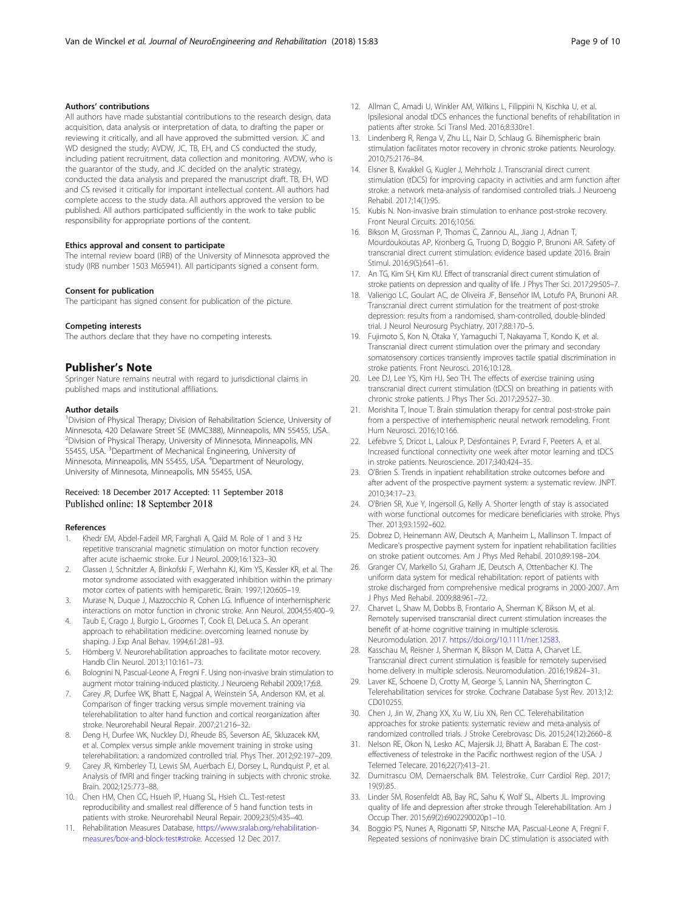### Authors' contributions

All authors have made substantial contributions to the research design, data acquisition, data analysis or interpretation of data, to drafting the paper or reviewing it critically, and all have approved the submitted version. JC and WD designed the study; AVDW, JC, TB, EH, and CS conducted the study, including patient recruitment, data collection and monitoring. AVDW, who is the guarantor of the study, and JC decided on the analytic strategy, conducted the data analysis and prepared the manuscript draft. TB, EH, WD and CS revised it critically for important intellectual content. All authors had complete access to the study data. All authors approved the version to be published. All authors participated sufficiently in the work to take public responsibility for appropriate portions of the content.

### Ethics approval and consent to participate

The internal review board (IRB) of the University of Minnesota approved the study (IRB number 1503 M65941). All participants signed a consent form.

### Consent for publication

The participant has signed consent for publication of the picture.

### Competing interests

The authors declare that they have no competing interests.

## Publisher's Note

Springer Nature remains neutral with regard to jurisdictional claims in published maps and institutional affiliations.

### Author details

[1]Division of Physical Therapy; Division of Rehabilitation Science, University of Minnesota, 420 Delaware Street SE (MMC388), Minneapolis, MN 55455, USA. [2]Division of Physical Therapy, University of Minnesota, Minneapolis, MN 55455, USA. [3]Department of Mechanical Engineering, University of Minnesota, Minneapolis, MN 55455, USA. [4]Department of Neurology, University of Minnesota, Minneapolis, MN 55455, USA.

Received: 18 December 2017 Accepted: 11 September 2018
Published online: 18 September 2018

### References

1. Khedr EM, Abdel-Fadeil MR, Farghali A, Qaid M. Role of 1 and 3 Hz repetitive transcranial magnetic stimulation on motor function recovery after acute ischaemic stroke. Eur J Neurol. 2009;16:1323–30.
2. Classen J, Schnitzler A, Binkofski F, Werhahn KJ, Kim YS, Kessler KR, et al. The motor syndrome associated with exaggerated inhibition within the primary motor cortex of patients with hemiparetic. Brain. 1997;120:605–19.
3. Murase N, Duque J, Mazzocchio R, Cohen LG. Influence of interhemispheric interactions on motor function in chronic stroke. Ann Neurol. 2004;55:400–9.
4. Taub E, Crago J, Burgio L, Groomes T, Cook EI, DeLuca S. An operant approach to rehabilitation medicine: overcoming learned nonuse by shaping. J Exp Anal Behav. 1994;61:281–93.
5. Hömberg V. Neurorehabilitation approaches to facilitate motor recovery. Handb Clin Neurol. 2013;110:161–73.
6. Bolognini N, Pascual-Leone A, Fregni F. Using non-invasive brain stimulation to augment motor training-induced plasticity. J Neuroeng Rehabil 2009;17;6:8.
7. Carey JR, Durfee WK, Bhatt E, Nagpal A, Weinstein SA, Anderson KM, et al. Comparison of finger tracking versus simple movement training via telerehabilitation to alter hand function and cortical reorganization after stroke. Neurorehabil Neural Repair. 2007;21:216–32.
8. Deng H, Durfee WK, Nuckley DJ, Rheude BS, Severson AE, Skluzacek KM, et al. Complex versus simple ankle movement training in stroke using telerehabilitation: a randomized controlled trial. Phys Ther. 2012;92:197–209.
9. Carey JR, Kimberley TJ, Lewis SM, Auerbach EJ, Dorsey L, Rundquist P, et al. Analysis of fMRI and finger tracking training in subjects with chronic stroke. Brain. 2002;125:773–88.
10. Chen HM, Chen CC, Hsueh IP, Huang SL, Hsieh CL. Test-retest reproducibility and smallest real difference of 5 hand function tests in patients with stroke. Neurorehabil Neural Repair. 2009;23(5):435–40.
11. Rehabilitation Measures Database, https://www.sralab.org/rehabilitation-measures/box-and-block-test#stroke. Accessed 12 Dec 2017.
12. Allman C, Amadi U, Winkler AM, Wilkins L, Filippini N, Kischka U, et al. Ipsilesional anodal tDCS enhances the functional benefits of rehabilitation in patients after stroke. Sci Transl Med. 2016;8:330re1.
13. Lindenberg R, Renga V, Zhu LL, Nair D, Schlaug G. Bihemispheric brain stimulation facilitates motor recovery in chronic stroke patients. Neurology. 2010;75:2176–84.
14. Elsner B, Kwakkel G, Kugler J, Mehrholz J. Transcranial direct current stimulation (tDCS) for improving capacity in activities and arm function after stroke: a network meta-analysis of randomised controlled trials. J Neuroeng Rehabil. 2017;14(1):95.
15. Kubis N. Non-invasive brain stimulation to enhance post-stroke recovery. Front Neural Circuits. 2016;10:56.
16. Bikson M, Grossman P, Thomas C, Zannou AL, Jiang J, Adnan T, Mourdoukoutas AP, Kronberg G, Truong D, Boggio P, Brunoni AR. Safety of transcranial direct current stimulation: evidence based update 2016. Brain Stimul. 2016;9(5):641–61.
17. An TG, Kim SH, Kim KU. Effect of transcranial direct current stimulation of stroke patients on depression and quality of life. J Phys Ther Sci. 2017;29:505–7.
18. Valiengo LC, Goulart AC, de Oliveira JF, Benseñor IM, Lotufo PA, Brunoni AR. Transcranial direct current stimulation for the treatment of post-stroke depression: results from a randomised, sham-controlled, double-blinded trial. J Neurol Neurosurg Psychiatry. 2017;88:170–5.
19. Fujimoto S, Kon N, Otaka Y, Yamaguchi T, Nakayama T, Kondo K, et al. Transcranial direct current stimulation over the primary and secondary somatosensory cortices transiently improves tactile spatial discrimination in stroke patients. Front Neurosci. 2016;10:128.
20. Lee DJ, Lee YS, Kim HJ, Seo TH. The effects of exercise training using transcranial direct current stimulation (tDCS) on breathing in patients with chronic stroke patients. J Phys Ther Sci. 2017;29:527–30.
21. Morishita T, Inoue T. Brain stimulation therapy for central post-stroke pain from a perspective of interhemispheric neural network remodeling. Front Hum Neurosci. 2016;10:166.
22. Lefebvre S, Dricot L, Laloux P, Desfontaines P, Evrard F, Peeters A, et al. Increased functional connectivity one week after motor learning and tDCS in stroke patients. Neuroscience. 2017;340:424–35.
23. O'Brien S. Trends in inpatient rehabilitation stroke outcomes before and after advent of the prospective payment system: a systematic review. JNPT. 2010;34:17–23.
24. O'Brien SR, Xue Y, Ingersoll G, Kelly A. Shorter length of stay is associated with worse functional outcomes for medicare beneficiaries with stroke. Phys Ther. 2013;93:1592–602.
25. Dobrez D, Heinemann AW, Deutsch A, Manheim L, Mallinson T. Impact of Medicare's prospective payment system for inpatient rehabilitation facilities on stroke patient outcomes. Am J Phys Med Rehabil. 2010;89:198–204.
26. Granger CV, Markello SJ, Graham JE, Deutsch A, Ottenbacher KJ. The uniform data system for medical rehabilitation: report of patients with stroke discharged from comprehensive medical programs in 2000-2007. Am J Phys Med Rehabil. 2009;88:961–72.
27. Charvet L, Shaw M, Dobbs B, Frontario A, Sherman K, Bikson M, et al. Remotely supervised transcranial direct current stimulation increases the benefit of at-home cognitive training in multiple sclerosis. Neuromodulation. 2017. https://doi.org/10.1111/ner.12583.
28. Kasschau M, Reisner J, Sherman K, Bikson M, Datta A, Charvet LE. Transcranial direct current stimulation is feasible for remotely supervised home delivery in multiple sclerosis. Neuromodulation. 2016;19:824–31.
29. Laver KE, Schoene D, Crotty M, George S, Lannin NA, Sherrington C. Telerehabilitation services for stroke. Cochrane Database Syst Rev. 2013;12: CD010255.
30. Chen J, Jin W, Zhang XX, Xu W, Liu XN, Ren CC. Telerehabilitation approaches for stroke patients: systematic review and meta-analysis of randomized controlled trials. J Stroke Cerebrovasc Dis. 2015;24(12):2660–8.
31. Nelson RE, Okon N, Lesko AC, Majersik JJ, Bhatt A, Baraban E. The cost-effectiveness of telestroke in the Pacific northwest region of the USA. J Telemed Telecare. 2016;22(7):413–21.
32. Dumitrascu OM, Demaerschalk BM. Telestroke. Curr Cardiol Rep. 2017; 19(9):85.
33. Linder SM, Rosenfeldt AB, Bay RC, Sahu K, Wolf SL, Alberts JL. Improving quality of life and depression after stroke through Telerehabilitation. Am J Occup Ther. 2015;69(2):6902290020p1–10.
34. Boggio PS, Nunes A, Rigonatti SP, Nitsche MA, Pascual-Leone A, Fregni F. Repeated sessions of noninvasive brain DC stimulation is associated with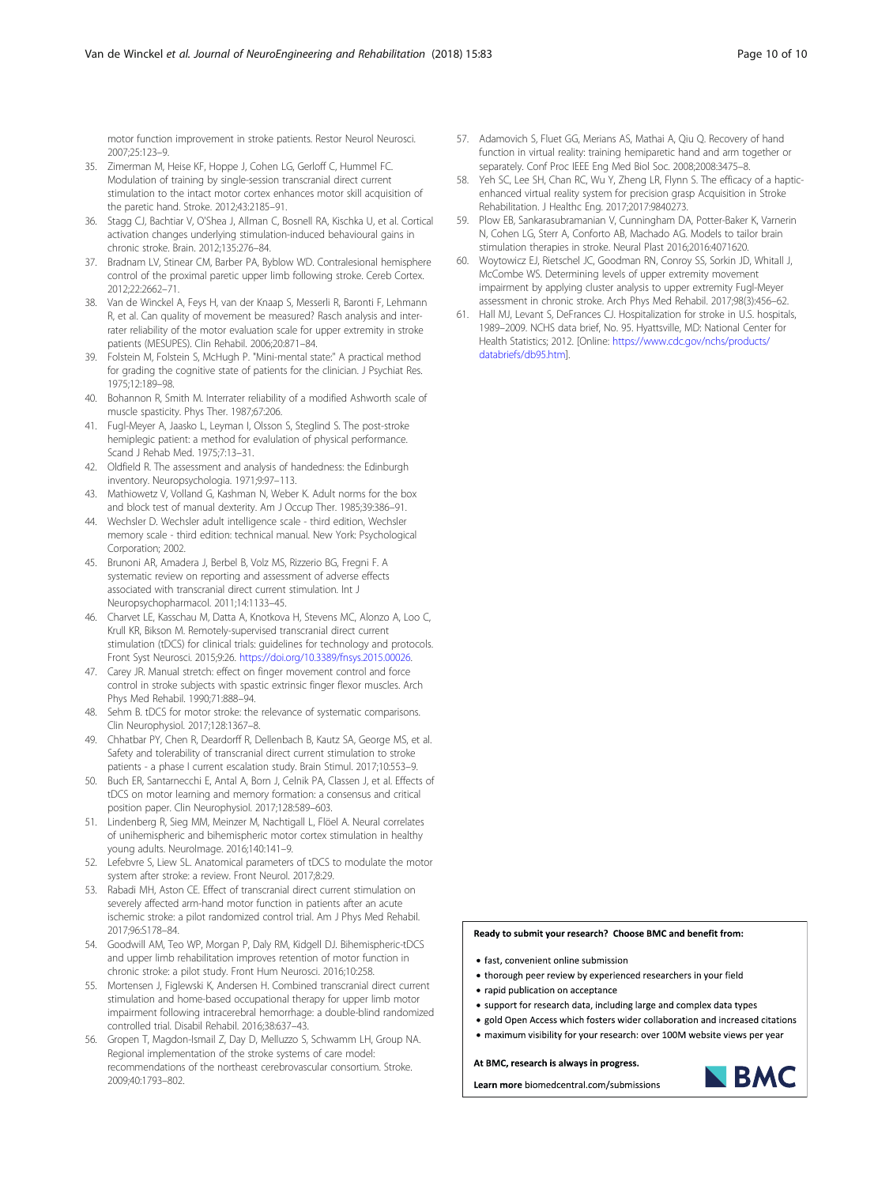motor function improvement in stroke patients. Restor Neurol Neurosci. 2007;25:123–9.

35. Zimerman M, Heise KF, Hoppe J, Cohen LG, Gerloff C, Hummel FC. Modulation of training by single-session transcranial direct current stimulation to the intact motor cortex enhances motor skill acquisition of the paretic hand. Stroke. 2012;43:2185–91.
36. Stagg CJ, Bachtiar V, O'Shea J, Allman C, Bosnell RA, Kischka U, et al. Cortical activation changes underlying stimulation-induced behavioural gains in chronic stroke. Brain. 2012;135:276–84.
37. Bradnam LV, Stinear CM, Barber PA, Byblow WD. Contralesional hemisphere control of the proximal paretic upper limb following stroke. Cereb Cortex. 2012;22:2662–71.
38. Van de Winckel A, Feys H, van der Knaap S, Messerli R, Baronti F, Lehmann R, et al. Can quality of movement be measured? Rasch analysis and inter-rater reliability of the motor evaluation scale for upper extremity in stroke patients (MESUPES). Clin Rehabil. 2006;20:871–84.
39. Folstein M, Folstein S, McHugh P. "Mini-mental state:" A practical method for grading the cognitive state of patients for the clinician. J Psychiat Res. 1975;12:189–98.
40. Bohannon R, Smith M. Interrater reliability of a modified Ashworth scale of muscle spasticity. Phys Ther. 1987;67:206.
41. Fugl-Meyer A, Jaasko L, Leyman I, Olsson S, Steglind S. The post-stroke hemiplegic patient: a method for evalulation of physical performance. Scand J Rehab Med. 1975;7:13–31.
42. Oldfield R. The assessment and analysis of handedness: the Edinburgh inventory. Neuropsychologia. 1971;9:97–113.
43. Mathiowetz V, Volland G, Kashman N, Weber K. Adult norms for the box and block test of manual dexterity. Am J Occup Ther. 1985;39:386–91.
44. Wechsler D. Wechsler adult intelligence scale - third edition, Wechsler memory scale - third edition: technical manual. New York: Psychological Corporation; 2002.
45. Brunoni AR, Amadera J, Berbel B, Volz MS, Rizzerio BG, Fregni F. A systematic review on reporting and assessment of adverse effects associated with transcranial direct current stimulation. Int J Neuropsychopharmacol. 2011;14:1133–45.
46. Charvet LE, Kasschau M, Datta A, Knotkova H, Stevens MC, Alonzo A, Loo C, Krull KR, Bikson M. Remotely-supervised transcranial direct current stimulation (tDCS) for clinical trials: guidelines for technology and protocols. Front Syst Neurosci. 2015;9:26. https://doi.org/10.3389/fnsys.2015.00026.
47. Carey JR. Manual stretch: effect on finger movement control and force control in stroke subjects with spastic extrinsic finger flexor muscles. Arch Phys Med Rehabil. 1990;71:888–94.
48. Sehm B. tDCS for motor stroke: the relevance of systematic comparisons. Clin Neurophysiol. 2017;128:1367–8.
49. Chhatbar PY, Chen R, Deardorff R, Dellenbach B, Kautz SA, George MS, et al. Safety and tolerability of transcranial direct current stimulation to stroke patients - a phase I current escalation study. Brain Stimul. 2017;10:553–9.
50. Buch ER, Santarnecchi E, Antal A, Born J, Celnik PA, Classen J, et al. Effects of tDCS on motor learning and memory formation: a consensus and critical position paper. Clin Neurophysiol. 2017;128:589–603.
51. Lindenberg R, Sieg MM, Meinzer M, Nachtigall L, Flöel A. Neural correlates of unihemispheric and bihemispheric motor cortex stimulation in healthy young adults. NeuroImage. 2016;140:141–9.
52. Lefebvre S, Liew SL. Anatomical parameters of tDCS to modulate the motor system after stroke: a review. Front Neurol. 2017;8:29.
53. Rabadi MH, Aston CE. Effect of transcranial direct current stimulation on severely affected arm-hand motor function in patients after an acute ischemic stroke: a pilot randomized control trial. Am J Phys Med Rehabil. 2017;96:S178–84.
54. Goodwill AM, Teo WP, Morgan P, Daly RM, Kidgell DJ. Bihemispheric-tDCS and upper limb rehabilitation improves retention of motor function in chronic stroke: a pilot study. Front Hum Neurosci. 2016;10:258.
55. Mortensen J, Figlewski K, Andersen H. Combined transcranial direct current stimulation and home-based occupational therapy for upper limb motor impairment following intracerebral hemorrhage: a double-blind randomized controlled trial. Disabil Rehabil. 2016;38:637–43.
56. Gropen T, Magdon-Ismail Z, Day D, Melluzzo S, Schwamm LH, Group NA. Regional implementation of the stroke systems of care model: recommendations of the northeast cerebrovascular consortium. Stroke. 2009;40:1793–802.
57. Adamovich S, Fluet GG, Merians AS, Mathai A, Qiu Q. Recovery of hand function in virtual reality: training hemiparetic hand and arm together or separately. Conf Proc IEEE Eng Med Biol Soc. 2008;2008:3475–8.
58. Yeh SC, Lee SH, Chan RC, Wu Y, Zheng LR, Flynn S. The efficacy of a haptic-enhanced virtual reality system for precision grasp Acquisition in Stroke Rehabilitation. J Healthc Eng. 2017;2017:9840273.
59. Plow EB, Sankarasubramanian V, Cunningham DA, Potter-Baker K, Varnerin N, Cohen LG, Sterr A, Conforto AB, Machado AG. Models to tailor brain stimulation therapies in stroke. Neural Plast 2016;2016:4071620.
60. Woytowicz EJ, Rietschel JC, Goodman RN, Conroy SS, Sorkin JD, Whitall J, McCombe WS. Determining levels of upper extremity movement impairment by applying cluster analysis to upper extremity Fugl-Meyer assessment in chronic stroke. Arch Phys Med Rehabil. 2017;98(3):456–62.
61. Hall MJ, Levant S, DeFrances CJ. Hospitalization for stroke in U.S. hospitals, 1989–2009. NCHS data brief, No. 95. Hyattsville, MD: National Center for Health Statistics; 2012. [Online: https://www.cdc.gov/nchs/products/databriefs/db95.htm].

**Ready to submit your research? Choose BMC and benefit from:**

- fast, convenient online submission
- thorough peer review by experienced researchers in your field
- rapid publication on acceptance
- support for research data, including large and complex data types
- gold Open Access which fosters wider collaboration and increased citations
- maximum visibility for your research: over 100M website views per year

**At BMC, research is always in progress.**

**Learn more** biomedcentral.com/submissions

BMC